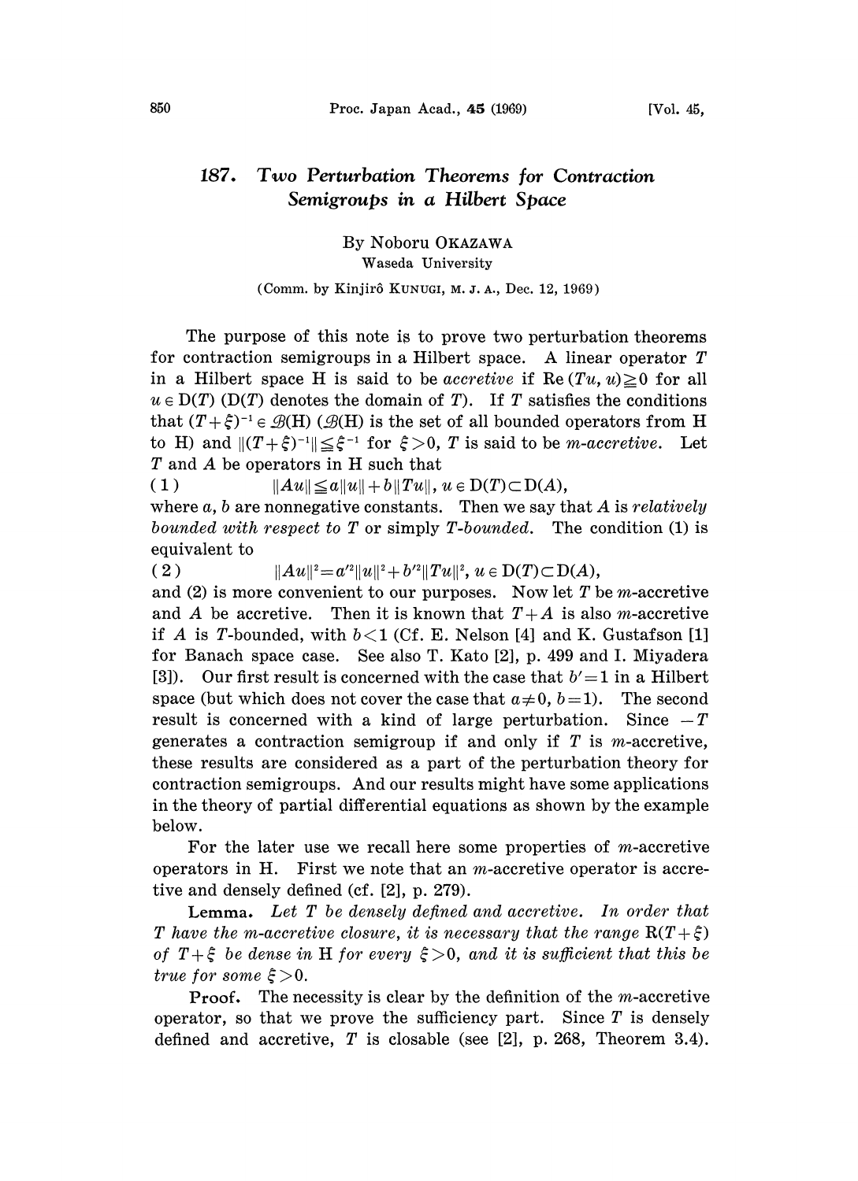# 187. Two Perturbation Theorems for Contraction Semigroups in a Hilbert Space

By Noboru OKAZAWA

Waseda University

(Comm. by Kinjirô KUNUGI, M. J. A., Dec. 12, 1969)

The purpose of this note is to prove two perturbation theorems for contraction semigroups in a Hilbert space. A linear operator $T$ in a Hilbert space H is said to be *accretive* if $\mathrm{Re}\,(Tu, u) \geqq 0$ for all $u \in \mathrm{D}(T)$ ($\mathrm{D}(T)$ denotes the domain of $T$). If $T$ satisfies the conditions that $(T+\xi)^{-1} \in \mathscr{B}(\mathrm{H})$ ($\mathscr{B}(\mathrm{H})$ is the set of all bounded operators from H to H) and $\|(T+\xi)^{-1}\| \leqq \xi^{-1}$ for $\xi > 0$, $T$ is said to be *m-accretive*. Let $T$ and $A$ be operators in H such that

$$\|Au\| \leqq a\|u\| + b\|Tu\|, \ u \in \mathrm{D}(T) \subset \mathrm{D}(A), \tag{1}$$

where $a, b$ are nonnegative constants. Then we say that $A$ is *relatively bounded with respect to* $T$ or simply *$T$-bounded*. The condition (1) is equivalent to

$$\|Au\|^2 = a'^2\|u\|^2 + b'^2\|Tu\|^2, \ u \in \mathrm{D}(T) \subset \mathrm{D}(A), \tag{2}$$

and (2) is more convenient to our purposes. Now let $T$ be $m$-accretive and $A$ be accretive. Then it is known that $T+A$ is also $m$-accretive if $A$ is $T$-bounded, with $b<1$ (Cf. E. Nelson [4] and K. Gustafson [1] for Banach space case. See also T. Kato [2], p. 499 and I. Miyadera [3]). Our first result is concerned with the case that $b'=1$ in a Hilbert space (but which does not cover the case that $a \neq 0$, $b=1$). The second result is concerned with a kind of large perturbation. Since $-T$ generates a contraction semigroup if and only if $T$ is $m$-accretive, these results are considered as a part of the perturbation theory for contraction semigroups. And our results might have some applications in the theory of partial differential equations as shown by the example below.

For the later use we recall here some properties of $m$-accretive operators in H. First we note that an $m$-accretive operator is accretive and densely defined (cf. [2], p. 279).

**Lemma.** *Let $T$ be densely defined and accretive. In order that $T$ have the m-accretive closure, it is necessary that the range $\mathrm{R}(T+\xi)$ of $T+\xi$ be dense in* H *for every $\xi>0$, and it is sufficient that this be true for some $\xi>0$.*

**Proof.** The necessity is clear by the definition of the $m$-accretive operator, so that we prove the sufficiency part. Since $T$ is densely defined and accretive, $T$ is closable (see [2], p. 268, Theorem 3.4).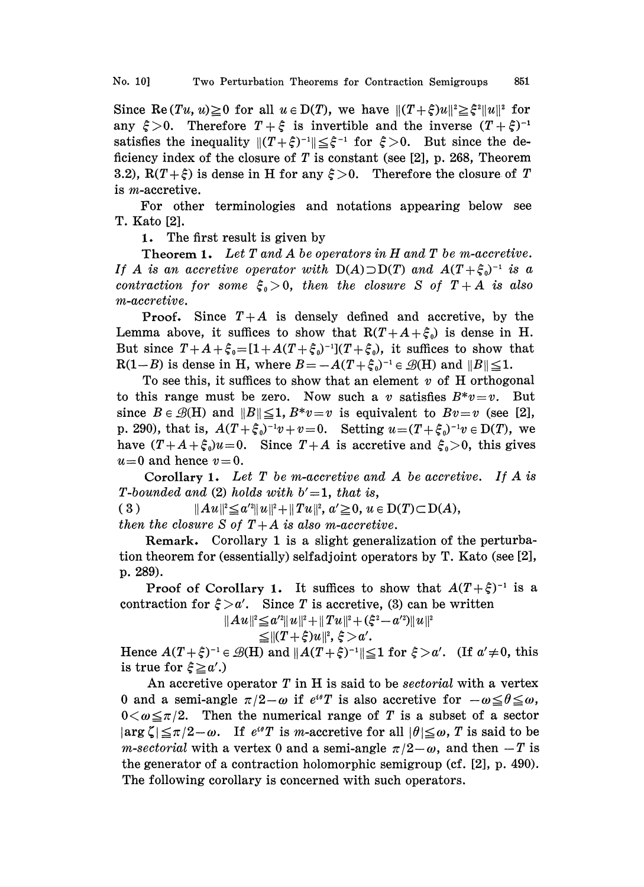Since $\operatorname{Re}(Tu, u) \geqq 0$ for all $u \in \mathrm{D}(T)$, we have $\|(T+\xi)u\|^2 \geqq \xi^2\|u\|^2$ for any $\xi > 0$. Therefore $T+\xi$ is invertible and the inverse $(T+\xi)^{-1}$ satisfies the inequality $\|(T+\xi)^{-1}\| \leqq \xi^{-1}$ for $\xi > 0$. But since the deficiency index of the closure of $T$ is constant (see [2], p. 268, Theorem 3.2), $\mathrm{R}(T+\xi)$ is dense in H for any $\xi > 0$. Therefore the closure of $T$ is $m$-accretive.

For other terminologies and notations appearing below see T. Kato [2].

**1.** The first result is given by

**Theorem 1.** *Let $T$ and $A$ be operators in H and $T$ be $m$-accretive. If $A$ is an accretive operator with $\mathrm{D}(A) \supset \mathrm{D}(T)$ and $A(T+\xi_0)^{-1}$ is a contraction for some $\xi_0 > 0$, then the closure $S$ of $T+A$ is also $m$-accretive.*

**Proof.** Since $T+A$ is densely defined and accretive, by the Lemma above, it suffices to show that $\mathrm{R}(T+A+\xi_0)$ is dense in H. But since $T+A+\xi_0 = [1+A(T+\xi_0)^{-1}](T+\xi_0)$, it suffices to show that $\mathrm{R}(1-B)$ is dense in H, where $B = -A(T+\xi_0)^{-1} \in \mathscr{B}(\mathrm{H})$ and $\|B\| \leqq 1$.

To see this, it suffices to show that an element $v$ of H orthogonal to this range must be zero. Now such a $v$ satisfies $B^*v = v$. But since $B \in \mathscr{B}(\mathrm{H})$ and $\|B\| \leqq 1$, $B^*v = v$ is equivalent to $Bv = v$ (see [2], p. 290), that is, $A(T+\xi_0)^{-1}v + v = 0$. Setting $u = (T+\xi_0)^{-1}v \in \mathrm{D}(T)$, we have $(T+A+\xi_0)u = 0$. Since $T+A$ is accretive and $\xi_0 > 0$, this gives $u = 0$ and hence $v = 0$.

**Corollary 1.** *Let $T$ be $m$-accretive and $A$ be accretive. If $A$ is $T$-bounded and (2) holds with $b' = 1$, that is,*

$$\|Au\|^2 \leqq a'^2\|u\|^2 + \|Tu\|^2, \quad a' \geqq 0, \ u \in \mathrm{D}(T) \subset \mathrm{D}(A), \tag{3}$$

*then the closure $S$ of $T+A$ is also $m$-accretive.*

**Remark.** Corollary 1 is a slight generalization of the perturbation theorem for (essentially) selfadjoint operators by T. Kato (see [2], p. 289).

**Proof of Corollary 1.** It suffices to show that $A(T+\xi)^{-1}$ is a contraction for $\xi > a'$. Since $T$ is accretive, (3) can be written

$$\begin{aligned} \|Au\|^2 &\leqq a'^2\|u\|^2 + \|Tu\|^2 + (\xi^2 - a'^2)\|u\|^2 \\ &\leqq \|(T+\xi)u\|^2, \quad \xi > a'. \end{aligned}$$

Hence $A(T+\xi)^{-1} \in \mathscr{B}(\mathrm{H})$ and $\|A(T+\xi)^{-1}\| \leqq 1$ for $\xi > a'$. (If $a' \neq 0$, this is true for $\xi \geqq a'$.)

An accretive operator $T$ in H is said to be *sectorial* with a vertex 0 and a semi-angle $\pi/2 - \omega$ if $e^{i\theta}T$ is also accretive for $-\omega \leqq \theta \leqq \omega$, $0 < \omega \leqq \pi/2$. Then the numerical range of $T$ is a subset of a sector $|\arg \zeta| \leqq \pi/2 - \omega$. If $e^{i\theta}T$ is $m$-accretive for all $|\theta| \leqq \omega$, $T$ is said to be *$m$-sectorial* with a vertex 0 and a semi-angle $\pi/2 - \omega$, and then $-T$ is the generator of a contraction holomorphic semigroup (cf. [2], p. 490). The following corollary is concerned with such operators.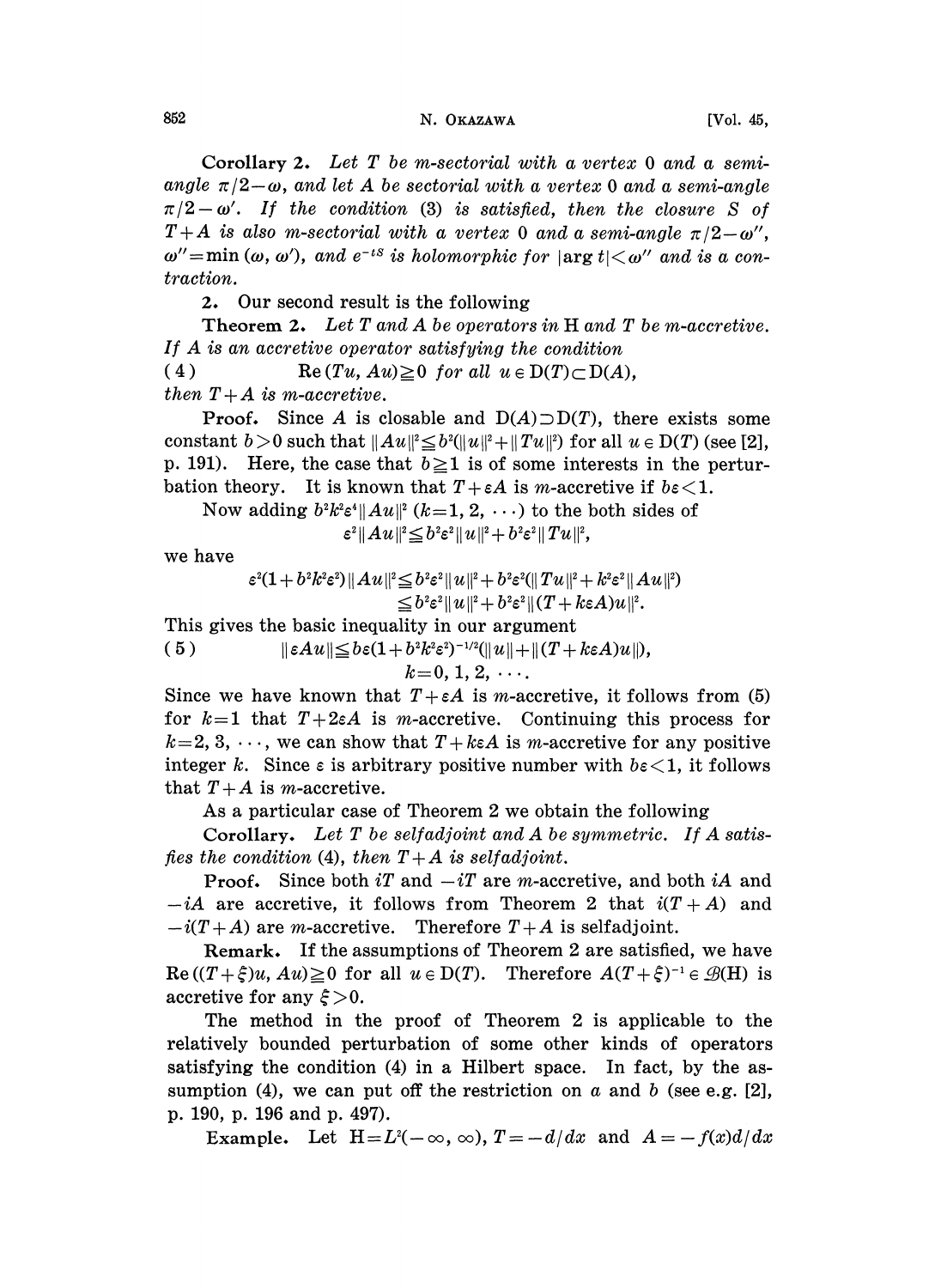**Corollary 2.** *Let $T$ be m-sectorial with a vertex 0 and a semi-angle $\pi/2-\omega$, and let $A$ be sectorial with a vertex 0 and a semi-angle $\pi/2-\omega'$. If the condition (3) is satisfied, then the closure $S$ of $T+A$ is also m-sectorial with a vertex 0 and a semi-angle $\pi/2-\omega''$, $\omega''=\min(\omega,\omega')$, and $e^{-tS}$ is holomorphic for $|\arg t|<\omega''$ and is a contraction.*

**2.** Our second result is the following

**Theorem 2.** *Let $T$ and $A$ be operators in $\mathrm{H}$ and $T$ be m-accretive. If $A$ is an accretive operator satisfying the condition*

$$(4) \qquad \operatorname{Re}(Tu, Au) \geqq 0 \quad \textit{for all } u \in \mathrm{D}(T) \subset \mathrm{D}(A),$$

*then $T+A$ is m-accretive.*

**Proof.** Since $A$ is closable and $\mathrm{D}(A) \supset \mathrm{D}(T)$, there exists some constant $b>0$ such that $\|Au\|^2 \leqq b^2(\|u\|^2+\|Tu\|^2)$ for all $u \in \mathrm{D}(T)$ (see [2], p. 191). Here, the case that $b \geqq 1$ is of some interests in the perturbation theory. It is known that $T+\varepsilon A$ is m-accretive if $b\varepsilon<1$.

Now adding $b^2k^2\varepsilon^4\|Au\|^2$ $(k=1,2,\cdots)$ to the both sides of

$$\varepsilon^2\|Au\|^2 \leqq b^2\varepsilon^2\|u\|^2+b^2\varepsilon^2\|Tu\|^2,$$

we have

$$\begin{aligned}\varepsilon^2(1+b^2k^2\varepsilon^2)\|Au\|^2 &\leqq b^2\varepsilon^2\|u\|^2+b^2\varepsilon^2(\|Tu\|^2+k^2\varepsilon^2\|Au\|^2)\\ &\leqq b^2\varepsilon^2\|u\|^2+b^2\varepsilon^2\|(T+k\varepsilon A)u\|^2.\end{aligned}$$

This gives the basic inequality in our argument

$$(5) \qquad \|\varepsilon Au\| \leqq b\varepsilon(1+b^2k^2\varepsilon^2)^{-1/2}(\|u\|+\|(T+k\varepsilon A)u\|),$$
$$k=0,1,2,\cdots.$$

Since we have known that $T+\varepsilon A$ is m-accretive, it follows from (5) for $k=1$ that $T+2\varepsilon A$ is m-accretive. Continuing this process for $k=2,3,\cdots$, we can show that $T+k\varepsilon A$ is m-accretive for any positive integer $k$. Since $\varepsilon$ is arbitrary positive number with $b\varepsilon<1$, it follows that $T+A$ is m-accretive.

As a particular case of Theorem 2 we obtain the following

**Corollary.** *Let $T$ be selfadjoint and $A$ be symmetric. If $A$ satisfies the condition (4), then $T+A$ is selfadjoint.*

**Proof.** Since both $iT$ and $-iT$ are m-accretive, and both $iA$ and $-iA$ are accretive, it follows from Theorem 2 that $i(T+A)$ and $-i(T+A)$ are m-accretive. Therefore $T+A$ is selfadjoint.

**Remark.** If the assumptions of Theorem 2 are satisfied, we have $\operatorname{Re}((T+\xi)u, Au) \geqq 0$ for all $u \in \mathrm{D}(T)$. Therefore $A(T+\xi)^{-1} \in \mathscr{B}(\mathrm{H})$ is accretive for any $\xi>0$.

The method in the proof of Theorem 2 is applicable to the relatively bounded perturbation of some other kinds of operators satisfying the condition (4) in a Hilbert space. In fact, by the assumption (4), we can put off the restriction on $a$ and $b$ (see e.g. [2], p. 190, p. 196 and p. 497).

**Example.** Let $\mathrm{H}=L^2(-\infty,\infty)$, $T=-d/dx$ and $A=-f(x)d/dx$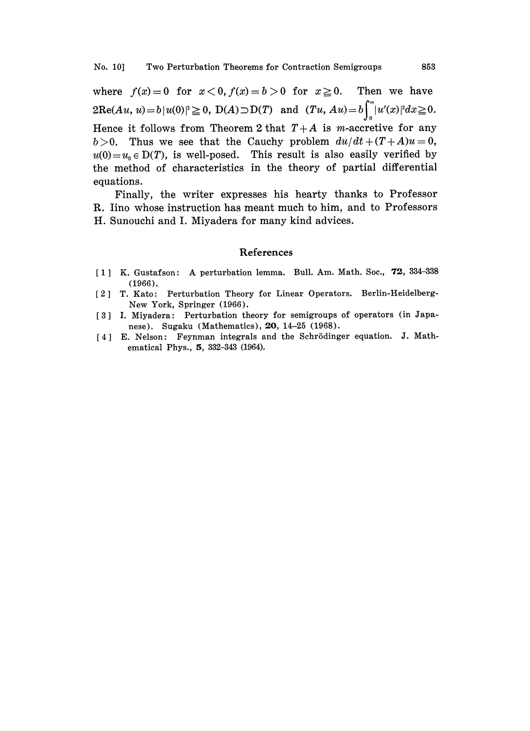where $f(x)=0$ for $x<0, f(x)=b>0$ for $x \geqq 0$. Then we have $2\text{Re}(Au, u)=b|u(0)|^2 \geqq 0$, $\text{D}(A) \supset \text{D}(T)$ and $(Tu, Au)=b\int_0^\infty |u'(x)|^2 dx \geqq 0$. Hence it follows from Theorem 2 that $T+A$ is $m$-accretive for any $b>0$. Thus we see that the Cauchy problem $du/dt+(T+A)u=0$, $u(0)=u_0 \in \text{D}(T)$, is well-posed. This result is also easily verified by the method of characteristics in the theory of partial differential equations.

Finally, the writer expresses his hearty thanks to Professor R. Iino whose instruction has meant much to him, and to Professors H. Sunouchi and I. Miyadera for many kind advices.

## References

[1] K. Gustafson: A perturbation lemma. Bull. Am. Math. Soc., **72**, 334–338 (1966).

[2] T. Kato: Perturbation Theory for Linear Operators. Berlin-Heidelberg-New York, Springer (1966).

[3] I. Miyadera: Perturbation theory for semigroups of operators (in Japanese). Sugaku (Mathematics), **20**, 14–25 (1968).

[4] E. Nelson: Feynman integrals and the Schrödinger equation. J. Mathematical Phys., **5**, 332–343 (1964).